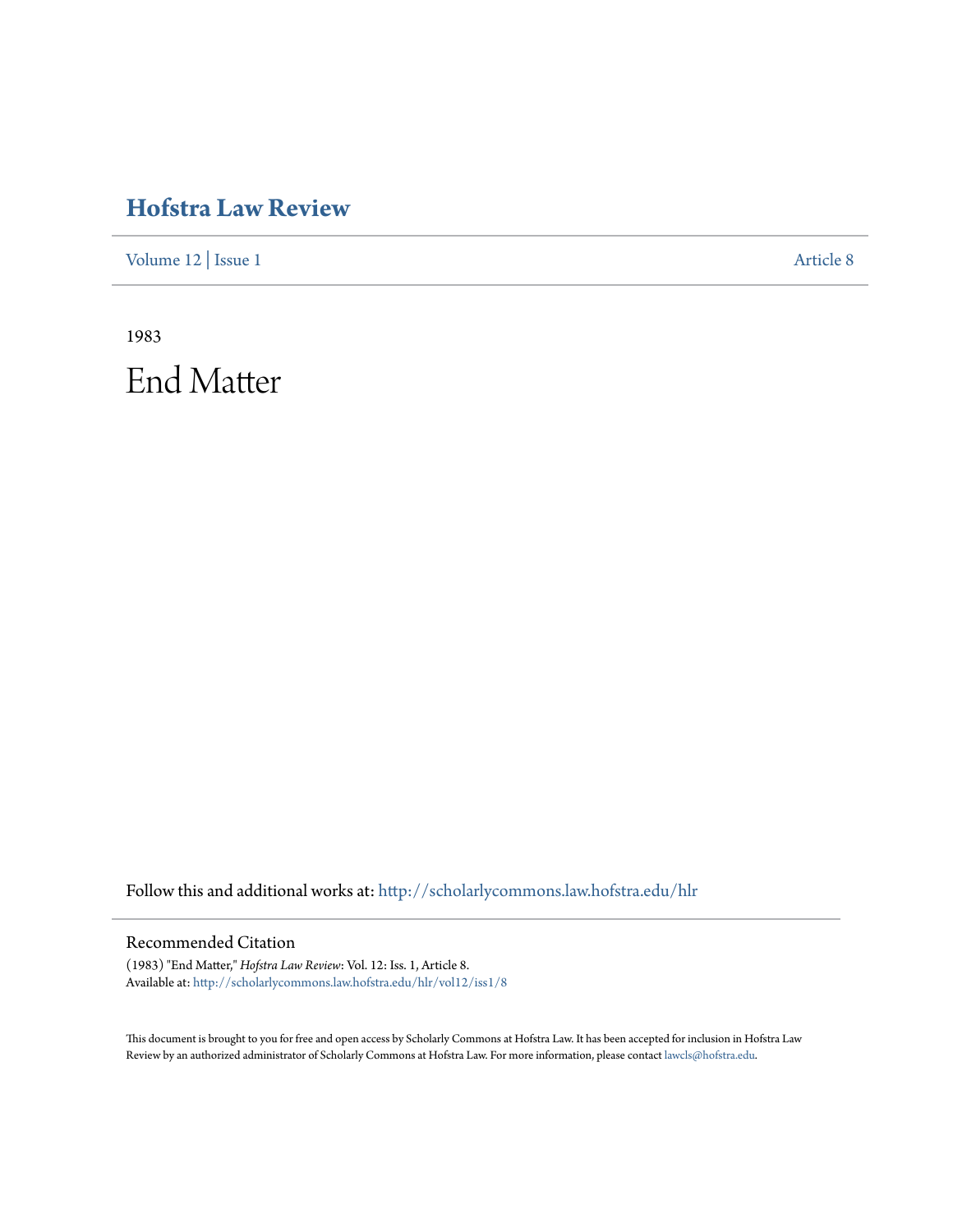# Hofstra Law Review

Volume 12 | Issue 1 Article 8

1983

# End Matter

Follow this and additional works at: http://scholarlycommons.law.hofstra.edu/hlr

## Recommended Citation

(1983) "End Matter," *Hofstra Law Review*: Vol. 12: Iss. 1, Article 8.
Available at: http://scholarlycommons.law.hofstra.edu/hlr/vol12/iss1/8

This document is brought to you for free and open access by Scholarly Commons at Hofstra Law. It has been accepted for inclusion in Hofstra Law Review by an authorized administrator of Scholarly Commons at Hofstra Law. For more information, please contact lawcls@hofstra.edu.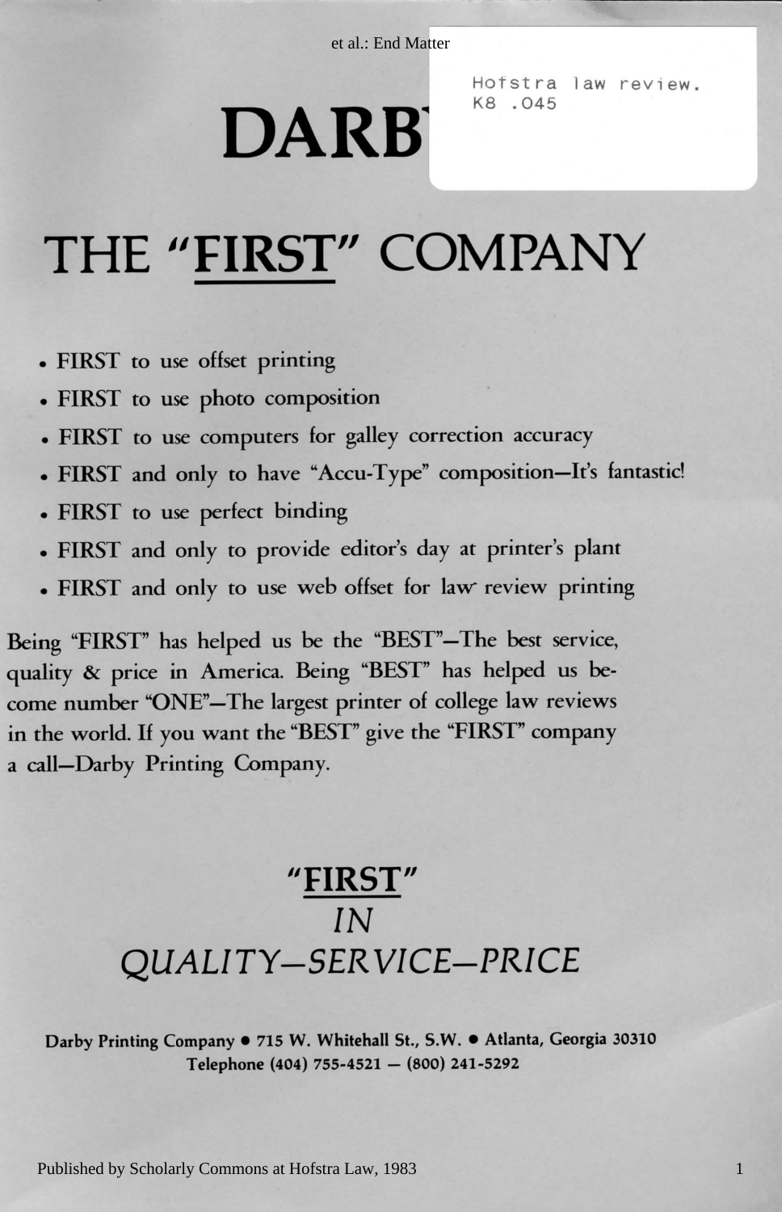# DARB

Hofstra law review.
K8 .045

# THE "FIRST" COMPANY

- FIRST to use offset printing
- FIRST to use photo composition
- FIRST to use computers for galley correction accuracy
- FIRST and only to have "Accu-Type" composition—It's fantastic!
- FIRST to use perfect binding
- FIRST and only to provide editor's day at printer's plant
- FIRST and only to use web offset for law review printing

Being "FIRST" has helped us be the "BEST"—The best service, quality & price in America. Being "BEST" has helped us become number "ONE"—The largest printer of college law reviews in the world. If you want the "BEST" give the "FIRST" company a call—Darby Printing Company.

## "FIRST"
## *IN*
## *QUALITY—SERVICE—PRICE*

**Darby Printing Company • 715 W. Whitehall St., S.W. • Atlanta, Georgia 30310**
**Telephone (404) 755-4521 — (800) 241-5292**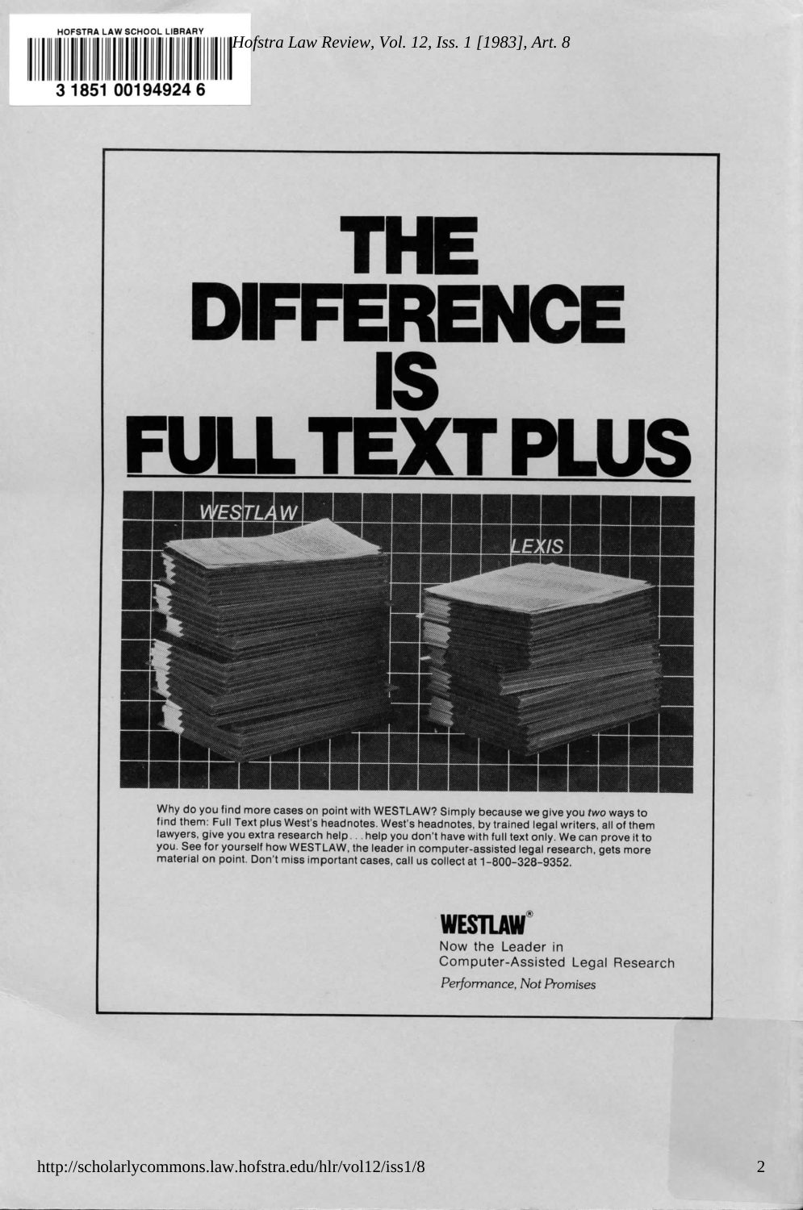# THE DIFFERENCE IS FULL TEXT PLUS

WESTLAW

LEXIS

Why do you find more cases on point with WESTLAW? Simply because we give you *two* ways to find them: Full Text plus West's headnotes. West's headnotes, by trained legal writers, all of them lawyers, give you extra research help . . . help you don't have with full text only. We can prove it to you. See for yourself how WESTLAW, the leader in computer-assisted legal research, gets more material on point. Don't miss important cases, call us collect at 1-800-328-9352.

**WESTLAW®**

Now the Leader in Computer-Assisted Legal Research

*Performance, Not Promises*